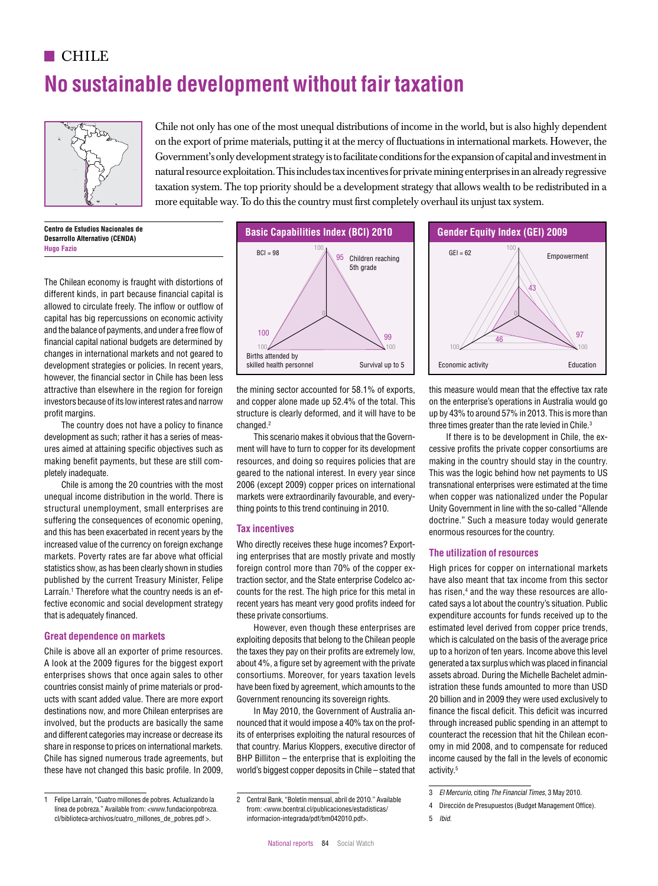## CHILE

# No sustainable development without fair taxation

Chile not only has one of the most unequal distributions of income in the world, but is also highly dependent on the export of prime materials, putting it at the mercy of fluctuations in international markets. However, the Government's only development strategy is to facilitate conditions for the expansion of capital and investment in natural resource exploitation. This includes tax incentives for private mining enterprises in an already regressive taxation system. The top priority should be a development strategy that allows wealth to be redistributed in a more equitable way. To do this the country must first completely overhaul its unjust tax system.

**Centro de Estudios Nacionales de Desarrollo Alternativo (CENDA)**
**Hugo Fazio**

**Basic Capabilities Index (BCI) 2010**

BCI = 98

| Indicator | Value |
|---|---|
| Children reaching 5th grade | 95 |
| Survival up to 5 | 99 |
| Births attended by skilled health personnel | 100 |

**Gender Equity Index (GEI) 2009**

GEI = 62

| Indicator | Value |
|---|---|
| Empowerment | 43 |
| Education | 97 |
| Economic activity | 46 |

The Chilean economy is fraught with distortions of different kinds, in part because financial capital is allowed to circulate freely. The inflow or outflow of capital has big repercussions on economic activity and the balance of payments, and under a free flow of financial capital national budgets are determined by changes in international markets and not geared to development strategies or policies. In recent years, however, the financial sector in Chile has been less attractive than elsewhere in the region for foreign investors because of its low interest rates and narrow profit margins.

The country does not have a policy to finance development as such; rather it has a series of measures aimed at attaining specific objectives such as making benefit payments, but these are still completely inadequate.

Chile is among the 20 countries with the most unequal income distribution in the world. There is structural unemployment, small enterprises are suffering the consequences of economic opening, and this has been exacerbated in recent years by the increased value of the currency on foreign exchange markets. Poverty rates are far above what official statistics show, as has been clearly shown in studies published by the current Treasury Minister, Felipe Larraín.[1] Therefore what the country needs is an effective economic and social development strategy that is adequately financed.

### Great dependence on markets

Chile is above all an exporter of prime resources. A look at the 2009 figures for the biggest export enterprises shows that once again sales to other countries consist mainly of prime materials or products with scant added value. There are more export destinations now, and more Chilean enterprises are involved, but the products are basically the same and different categories may increase or decrease its share in response to prices on international markets. Chile has signed numerous trade agreements, but these have not changed this basic profile. In 2009, the mining sector accounted for 58.1% of exports, and copper alone made up 52.4% of the total. This structure is clearly deformed, and it will have to be changed.[2]

This scenario makes it obvious that the Government will have to turn to copper for its development resources, and doing so requires policies that are geared to the national interest. In every year since 2006 (except 2009) copper prices on international markets were extraordinarily favourable, and everything points to this trend continuing in 2010.

### Tax incentives

Who directly receives these huge incomes? Exporting enterprises that are mostly private and mostly foreign control more than 70% of the copper extraction sector, and the State enterprise Codelco accounts for the rest. The high price for this metal in recent years has meant very good profits indeed for these private consortiums.

However, even though these enterprises are exploiting deposits that belong to the Chilean people the taxes they pay on their profits are extremely low, about 4%, a figure set by agreement with the private consortiums. Moreover, for years taxation levels have been fixed by agreement, which amounts to the Government renouncing its sovereign rights.

In May 2010, the Government of Australia announced that it would impose a 40% tax on the profits of enterprises exploiting the natural resources of that country. Marius Kloppers, executive director of BHP Billiton – the enterprise that is exploiting the world's biggest copper deposits in Chile – stated that this measure would mean that the effective tax rate on the enterprise's operations in Australia would go up by 43% to around 57% in 2013. This is more than three times greater than the rate levied in Chile.[3]

If there is to be development in Chile, the excessive profits the private copper consortiums are making in the country should stay in the country. This was the logic behind how net payments to US transnational enterprises were estimated at the time when copper was nationalized under the Popular Unity Government in line with the so-called "Allende doctrine." Such a measure today would generate enormous resources for the country.

### The utilization of resources

High prices for copper on international markets have also meant that tax income from this sector has risen,[4] and the way these resources are allocated says a lot about the country's situation. Public expenditure accounts for funds received up to the estimated level derived from copper price trends, which is calculated on the basis of the average price up to a horizon of ten years. Income above this level generated a tax surplus which was placed in financial assets abroad. During the Michelle Bachelet administration these funds amounted to more than USD 20 billion and in 2009 they were used exclusively to finance the fiscal deficit. This deficit was incurred through increased public spending in an attempt to counteract the recession that hit the Chilean economy in mid 2008, and to compensate for reduced income caused by the fall in the levels of economic activity.[5]

---

1 Felipe Larraín, "Cuatro millones de pobres. Actualizando la línea de pobreza." Available from: <www.fundacionpobreza.cl/biblioteca-archivos/cuatro_millones_de_pobres.pdf >.

2 Central Bank, "Boletín mensual, abril de 2010." Available from: <www.bcentral.cl/publicaciones/estadisticas/informacion-integrada/pdf/bm042010.pdf>.

3 *El Mercurio*, citing *The Financial Times*, 3 May 2010.

4 Dirección de Presupuestos (Budget Management Office).

5 *Ibid.*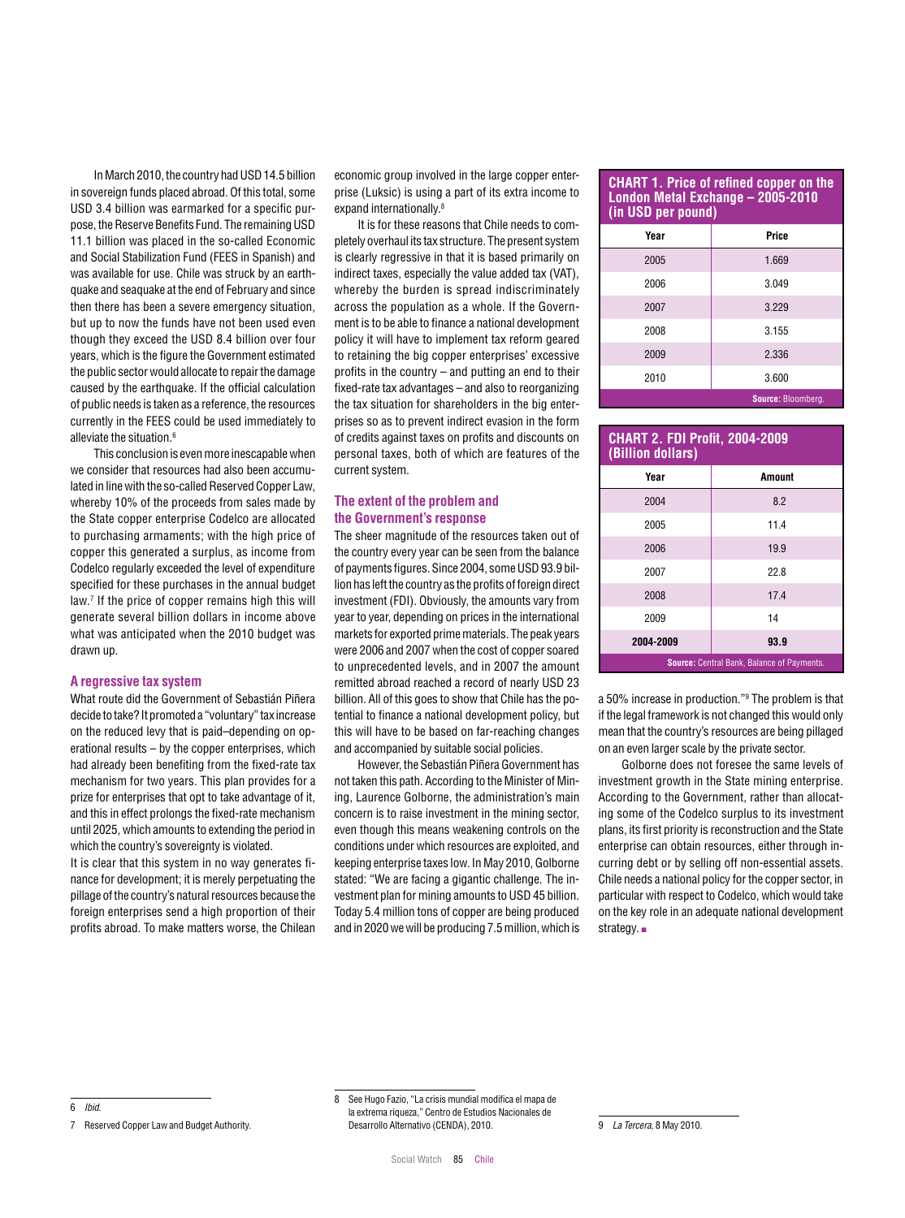In March 2010, the country had USD 14.5 billion in sovereign funds placed abroad. Of this total, some USD 3.4 billion was earmarked for a specific purpose, the Reserve Benefits Fund. The remaining USD 11.1 billion was placed in the so-called Economic and Social Stabilization Fund (FEES in Spanish) and was available for use. Chile was struck by an earthquake and seaquake at the end of February and since then there has been a severe emergency situation, but up to now the funds have not been used even though they exceed the USD 8.4 billion over four years, which is the figure the Government estimated the public sector would allocate to repair the damage caused by the earthquake. If the official calculation of public needs is taken as a reference, the resources currently in the FEES could be used immediately to alleviate the situation.[6]

This conclusion is even more inescapable when we consider that resources had also been accumulated in line with the so-called Reserved Copper Law, whereby 10% of the proceeds from sales made by the State copper enterprise Codelco are allocated to purchasing armaments; with the high price of copper this generated a surplus, as income from Codelco regularly exceeded the level of expenditure specified for these purchases in the annual budget law.[7] If the price of copper remains high this will generate several billion dollars in income above what was anticipated when the 2010 budget was drawn up.

## A regressive tax system

What route did the Government of Sebastián Piñera decide to take? It promoted a "voluntary" tax increase on the reduced levy that is paid–depending on operational results – by the copper enterprises, which had already been benefiting from the fixed-rate tax mechanism for two years. This plan provides for a prize for enterprises that opt to take advantage of it, and this in effect prolongs the fixed-rate mechanism until 2025, which amounts to extending the period in which the country's sovereignty is violated.

It is clear that this system in no way generates finance for development; it is merely perpetuating the pillage of the country's natural resources because the foreign enterprises send a high proportion of their profits abroad. To make matters worse, the Chilean economic group involved in the large copper enterprise (Luksic) is using a part of its extra income to expand internationally.[8]

It is for these reasons that Chile needs to completely overhaul its tax structure. The present system is clearly regressive in that it is based primarily on indirect taxes, especially the value added tax (VAT), whereby the burden is spread indiscriminately across the population as a whole. If the Government is to be able to finance a national development policy it will have to implement tax reform geared to retaining the big copper enterprises' excessive profits in the country – and putting an end to their fixed-rate tax advantages – and also to reorganizing the tax situation for shareholders in the big enterprises so as to prevent indirect evasion in the form of credits against taxes on profits and discounts on personal taxes, both of which are features of the current system.

## The extent of the problem and the Government's response

The sheer magnitude of the resources taken out of the country every year can be seen from the balance of payments figures. Since 2004, some USD 93.9 billion has left the country as the profits of foreign direct investment (FDI). Obviously, the amounts vary from year to year, depending on prices in the international markets for exported prime materials. The peak years were 2006 and 2007 when the cost of copper soared to unprecedented levels, and in 2007 the amount remitted abroad reached a record of nearly USD 23 billion. All of this goes to show that Chile has the potential to finance a national development policy, but this will have to be based on far-reaching changes and accompanied by suitable social policies.

However, the Sebastián Piñera Government has not taken this path. According to the Minister of Mining, Laurence Golborne, the administration's main concern is to raise investment in the mining sector, even though this means weakening controls on the conditions under which resources are exploited, and keeping enterprise taxes low. In May 2010, Golborne stated: "We are facing a gigantic challenge. The investment plan for mining amounts to USD 45 billion. Today 5.4 million tons of copper are being produced and in 2020 we will be producing 7.5 million, which is a 50% increase in production."[9] The problem is that if the legal framework is not changed this would only mean that the country's resources are being pillaged on an even larger scale by the private sector.

Golborne does not foresee the same levels of investment growth in the State mining enterprise. According to the Government, rather than allocating some of the Codelco surplus to its investment plans, its first priority is reconstruction and the State enterprise can obtain resources, either through incurring debt or by selling off non-essential assets. Chile needs a national policy for the copper sector, in particular with respect to Codelco, which would take on the key role in an adequate national development strategy. ■

**CHART 1. Price of refined copper on the London Metal Exchange – 2005-2010 (in USD per pound)**

| Year | Price |
|---|---|
| 2005 | 1.669 |
| 2006 | 3.049 |
| 2007 | 3.229 |
| 2008 | 3.155 |
| 2009 | 2.336 |
| 2010 | 3.600 |

**Source:** Bloomberg.

**CHART 2. FDI Profit, 2004-2009 (Billion dollars)**

| Year | Amount |
|---|---|
| 2004 | 8.2 |
| 2005 | 11.4 |
| 2006 | 19.9 |
| 2007 | 22.8 |
| 2008 | 17.4 |
| 2009 | 14 |
| **2004-2009** | **93.9** |

**Source:** Central Bank, Balance of Payments.

---

6 *Ibid.*

7 Reserved Copper Law and Budget Authority.

8 See Hugo Fazio, "La crisis mundial modifica el mapa de la extrema riqueza," Centro de Estudios Nacionales de Desarrollo Alternativo (CENDA), 2010.

9 *La Tercera*, 8 May 2010.